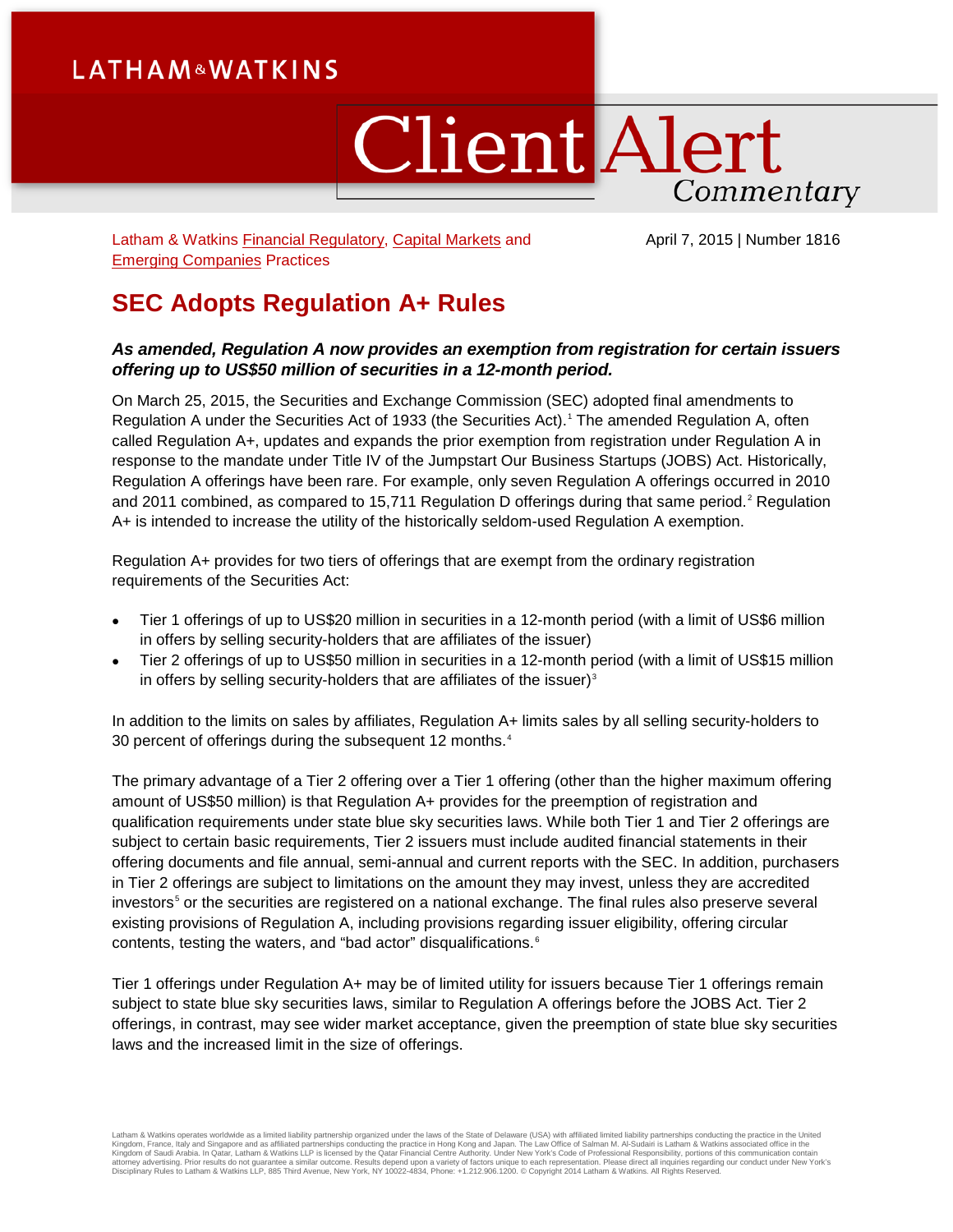LATHAM & WATKINS

# Client Alert Commentary

Latham & Watkins Financial Regulatory, Capital Markets and Emerging Companies Practices

April 7, 2015 | Number 1816

## SEC Adopts Regulation A+ Rules

***As amended, Regulation A now provides an exemption from registration for certain issuers offering up to US$50 million of securities in a 12-month period.***

On March 25, 2015, the Securities and Exchange Commission (SEC) adopted final amendments to Regulation A under the Securities Act of 1933 (the Securities Act).[1] The amended Regulation A, often called Regulation A+, updates and expands the prior exemption from registration under Regulation A in response to the mandate under Title IV of the Jumpstart Our Business Startups (JOBS) Act. Historically, Regulation A offerings have been rare. For example, only seven Regulation A offerings occurred in 2010 and 2011 combined, as compared to 15,711 Regulation D offerings during that same period.[2] Regulation A+ is intended to increase the utility of the historically seldom-used Regulation A exemption.

Regulation A+ provides for two tiers of offerings that are exempt from the ordinary registration requirements of the Securities Act:

- Tier 1 offerings of up to US$20 million in securities in a 12-month period (with a limit of US$6 million in offers by selling security-holders that are affiliates of the issuer)
- Tier 2 offerings of up to US$50 million in securities in a 12-month period (with a limit of US$15 million in offers by selling security-holders that are affiliates of the issuer)[3]

In addition to the limits on sales by affiliates, Regulation A+ limits sales by all selling security-holders to 30 percent of offerings during the subsequent 12 months.[4]

The primary advantage of a Tier 2 offering over a Tier 1 offering (other than the higher maximum offering amount of US$50 million) is that Regulation A+ provides for the preemption of registration and qualification requirements under state blue sky securities laws. While both Tier 1 and Tier 2 offerings are subject to certain basic requirements, Tier 2 issuers must include audited financial statements in their offering documents and file annual, semi-annual and current reports with the SEC. In addition, purchasers in Tier 2 offerings are subject to limitations on the amount they may invest, unless they are accredited investors[5] or the securities are registered on a national exchange. The final rules also preserve several existing provisions of Regulation A, including provisions regarding issuer eligibility, offering circular contents, testing the waters, and “bad actor” disqualifications.[6]

Tier 1 offerings under Regulation A+ may be of limited utility for issuers because Tier 1 offerings remain subject to state blue sky securities laws, similar to Regulation A offerings before the JOBS Act. Tier 2 offerings, in contrast, may see wider market acceptance, given the preemption of state blue sky securities laws and the increased limit in the size of offerings.

Latham & Watkins operates worldwide as a limited liability partnership organized under the laws of the State of Delaware (USA) with affiliated limited liability partnerships conducting the practice in the United Kingdom, France, Italy and Singapore and as affiliated partnerships conducting the practice in Hong Kong and Japan. The Law Office of Salman M. Al-Sudairi is Latham & Watkins associated office in the Kingdom of Saudi Arabia. In Qatar, Latham & Watkins LLP is licensed by the Qatar Financial Centre Authority. Under New York's Code of Professional Responsibility, portions of this communication contain attorney advertising. Prior results do not guarantee a similar outcome. Results depend upon a variety of factors unique to each representation. Please direct all inquiries regarding our conduct under New York's Disciplinary Rules to Latham & Watkins LLP, 885 Third Avenue, New York, NY 10022-4834, Phone: +1.212.906.1200. © Copyright 2014 Latham & Watkins. All Rights Reserved.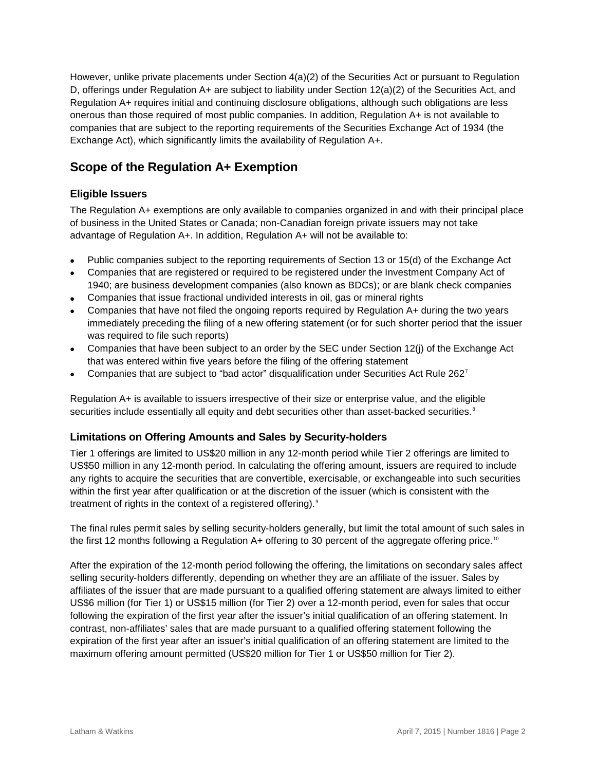However, unlike private placements under Section 4(a)(2) of the Securities Act or pursuant to Regulation D, offerings under Regulation A+ are subject to liability under Section 12(a)(2) of the Securities Act, and Regulation A+ requires initial and continuing disclosure obligations, although such obligations are less onerous than those required of most public companies. In addition, Regulation A+ is not available to companies that are subject to the reporting requirements of the Securities Exchange Act of 1934 (the Exchange Act), which significantly limits the availability of Regulation A+.

## Scope of the Regulation A+ Exemption

### Eligible Issuers

The Regulation A+ exemptions are only available to companies organized in and with their principal place of business in the United States or Canada; non-Canadian foreign private issuers may not take advantage of Regulation A+. In addition, Regulation A+ will not be available to:

- Public companies subject to the reporting requirements of Section 13 or 15(d) of the Exchange Act
- Companies that are registered or required to be registered under the Investment Company Act of 1940; are business development companies (also known as BDCs); or are blank check companies
- Companies that issue fractional undivided interests in oil, gas or mineral rights
- Companies that have not filed the ongoing reports required by Regulation A+ during the two years immediately preceding the filing of a new offering statement (or for such shorter period that the issuer was required to file such reports)
- Companies that have been subject to an order by the SEC under Section 12(j) of the Exchange Act that was entered within five years before the filing of the offering statement
- Companies that are subject to "bad actor" disqualification under Securities Act Rule 262[7]

Regulation A+ is available to issuers irrespective of their size or enterprise value, and the eligible securities include essentially all equity and debt securities other than asset-backed securities.[8]

### Limitations on Offering Amounts and Sales by Security-holders

Tier 1 offerings are limited to US$20 million in any 12-month period while Tier 2 offerings are limited to US$50 million in any 12-month period. In calculating the offering amount, issuers are required to include any rights to acquire the securities that are convertible, exercisable, or exchangeable into such securities within the first year after qualification or at the discretion of the issuer (which is consistent with the treatment of rights in the context of a registered offering).[9]

The final rules permit sales by selling security-holders generally, but limit the total amount of such sales in the first 12 months following a Regulation A+ offering to 30 percent of the aggregate offering price.[10]

After the expiration of the 12-month period following the offering, the limitations on secondary sales affect selling security-holders differently, depending on whether they are an affiliate of the issuer. Sales by affiliates of the issuer that are made pursuant to a qualified offering statement are always limited to either US$6 million (for Tier 1) or US$15 million (for Tier 2) over a 12-month period, even for sales that occur following the expiration of the first year after the issuer's initial qualification of an offering statement. In contrast, non-affiliates' sales that are made pursuant to a qualified offering statement following the expiration of the first year after an issuer's initial qualification of an offering statement are limited to the maximum offering amount permitted (US$20 million for Tier 1 or US$50 million for Tier 2).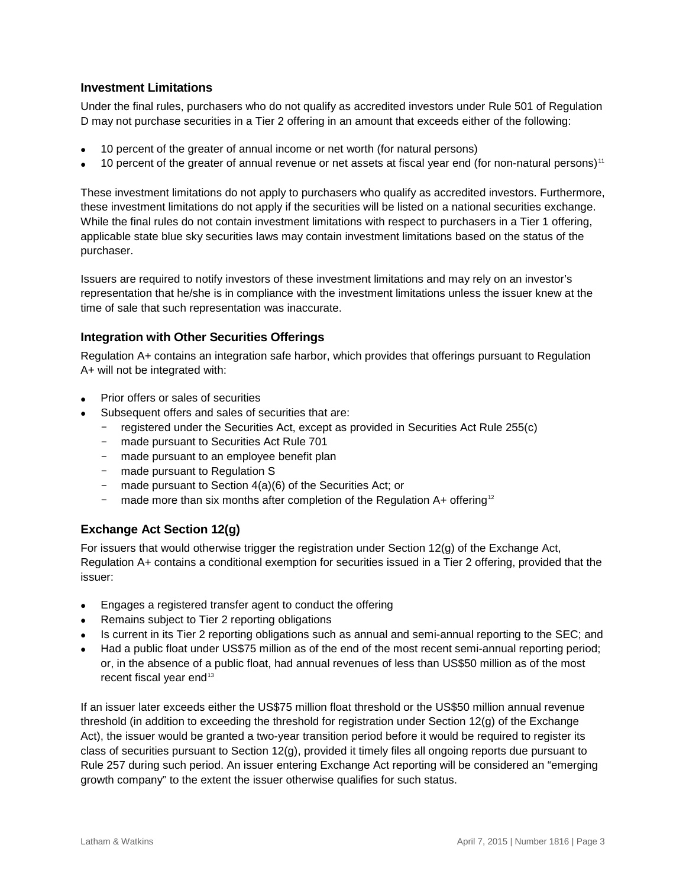### Investment Limitations

Under the final rules, purchasers who do not qualify as accredited investors under Rule 501 of Regulation D may not purchase securities in a Tier 2 offering in an amount that exceeds either of the following:

- 10 percent of the greater of annual income or net worth (for natural persons)
- 10 percent of the greater of annual revenue or net assets at fiscal year end (for non-natural persons)[11]

These investment limitations do not apply to purchasers who qualify as accredited investors. Furthermore, these investment limitations do not apply if the securities will be listed on a national securities exchange. While the final rules do not contain investment limitations with respect to purchasers in a Tier 1 offering, applicable state blue sky securities laws may contain investment limitations based on the status of the purchaser.

Issuers are required to notify investors of these investment limitations and may rely on an investor's representation that he/she is in compliance with the investment limitations unless the issuer knew at the time of sale that such representation was inaccurate.

### Integration with Other Securities Offerings

Regulation A+ contains an integration safe harbor, which provides that offerings pursuant to Regulation A+ will not be integrated with:

- Prior offers or sales of securities
- Subsequent offers and sales of securities that are:
  - registered under the Securities Act, except as provided in Securities Act Rule 255(c)
  - made pursuant to Securities Act Rule 701
  - made pursuant to an employee benefit plan
  - made pursuant to Regulation S
  - made pursuant to Section 4(a)(6) of the Securities Act; or
  - made more than six months after completion of the Regulation A+ offering[12]

### Exchange Act Section 12(g)

For issuers that would otherwise trigger the registration under Section 12(g) of the Exchange Act, Regulation A+ contains a conditional exemption for securities issued in a Tier 2 offering, provided that the issuer:

- Engages a registered transfer agent to conduct the offering
- Remains subject to Tier 2 reporting obligations
- Is current in its Tier 2 reporting obligations such as annual and semi-annual reporting to the SEC; and
- Had a public float under US$75 million as of the end of the most recent semi-annual reporting period; or, in the absence of a public float, had annual revenues of less than US$50 million as of the most recent fiscal year end[13]

If an issuer later exceeds either the US$75 million float threshold or the US$50 million annual revenue threshold (in addition to exceeding the threshold for registration under Section 12(g) of the Exchange Act), the issuer would be granted a two-year transition period before it would be required to register its class of securities pursuant to Section 12(g), provided it timely files all ongoing reports due pursuant to Rule 257 during such period. An issuer entering Exchange Act reporting will be considered an "emerging growth company" to the extent the issuer otherwise qualifies for such status.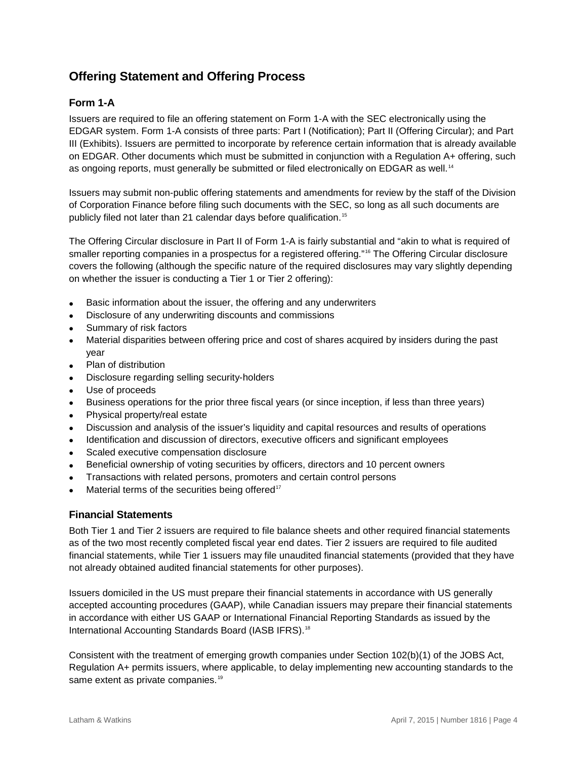## Offering Statement and Offering Process

### Form 1-A

Issuers are required to file an offering statement on Form 1-A with the SEC electronically using the EDGAR system. Form 1-A consists of three parts: Part I (Notification); Part II (Offering Circular); and Part III (Exhibits). Issuers are permitted to incorporate by reference certain information that is already available on EDGAR. Other documents which must be submitted in conjunction with a Regulation A+ offering, such as ongoing reports, must generally be submitted or filed electronically on EDGAR as well.[14]

Issuers may submit non-public offering statements and amendments for review by the staff of the Division of Corporation Finance before filing such documents with the SEC, so long as all such documents are publicly filed not later than 21 calendar days before qualification.[15]

The Offering Circular disclosure in Part II of Form 1-A is fairly substantial and "akin to what is required of smaller reporting companies in a prospectus for a registered offering."[16] The Offering Circular disclosure covers the following (although the specific nature of the required disclosures may vary slightly depending on whether the issuer is conducting a Tier 1 or Tier 2 offering):

- Basic information about the issuer, the offering and any underwriters
- Disclosure of any underwriting discounts and commissions
- Summary of risk factors
- Material disparities between offering price and cost of shares acquired by insiders during the past year
- Plan of distribution
- Disclosure regarding selling security-holders
- Use of proceeds
- Business operations for the prior three fiscal years (or since inception, if less than three years)
- Physical property/real estate
- Discussion and analysis of the issuer's liquidity and capital resources and results of operations
- Identification and discussion of directors, executive officers and significant employees
- Scaled executive compensation disclosure
- Beneficial ownership of voting securities by officers, directors and 10 percent owners
- Transactions with related persons, promoters and certain control persons
- Material terms of the securities being offered[17]

### Financial Statements

Both Tier 1 and Tier 2 issuers are required to file balance sheets and other required financial statements as of the two most recently completed fiscal year end dates. Tier 2 issuers are required to file audited financial statements, while Tier 1 issuers may file unaudited financial statements (provided that they have not already obtained audited financial statements for other purposes).

Issuers domiciled in the US must prepare their financial statements in accordance with US generally accepted accounting procedures (GAAP), while Canadian issuers may prepare their financial statements in accordance with either US GAAP or International Financial Reporting Standards as issued by the International Accounting Standards Board (IASB IFRS).[18]

Consistent with the treatment of emerging growth companies under Section 102(b)(1) of the JOBS Act, Regulation A+ permits issuers, where applicable, to delay implementing new accounting standards to the same extent as private companies.[19]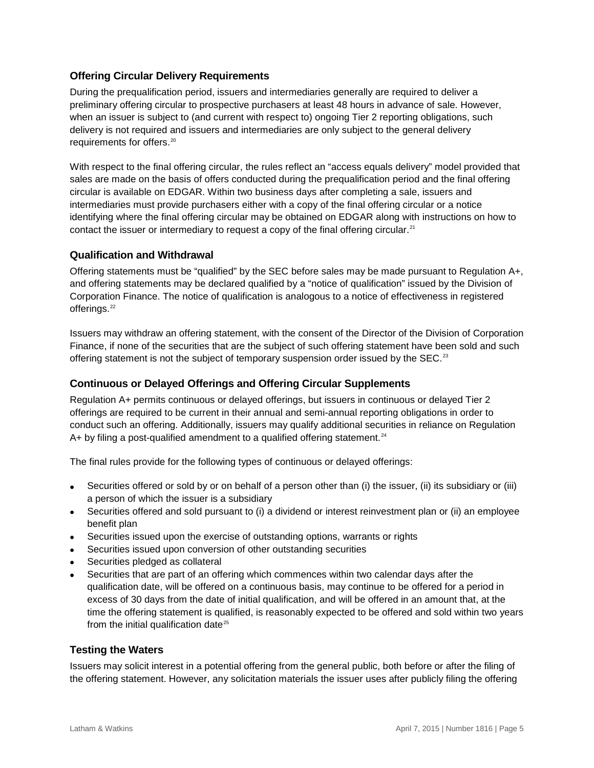### Offering Circular Delivery Requirements

During the prequalification period, issuers and intermediaries generally are required to deliver a preliminary offering circular to prospective purchasers at least 48 hours in advance of sale. However, when an issuer is subject to (and current with respect to) ongoing Tier 2 reporting obligations, such delivery is not required and issuers and intermediaries are only subject to the general delivery requirements for offers.[20]

With respect to the final offering circular, the rules reflect an "access equals delivery" model provided that sales are made on the basis of offers conducted during the prequalification period and the final offering circular is available on EDGAR. Within two business days after completing a sale, issuers and intermediaries must provide purchasers either with a copy of the final offering circular or a notice identifying where the final offering circular may be obtained on EDGAR along with instructions on how to contact the issuer or intermediary to request a copy of the final offering circular.[21]

### Qualification and Withdrawal

Offering statements must be "qualified" by the SEC before sales may be made pursuant to Regulation A+, and offering statements may be declared qualified by a "notice of qualification" issued by the Division of Corporation Finance. The notice of qualification is analogous to a notice of effectiveness in registered offerings.[22]

Issuers may withdraw an offering statement, with the consent of the Director of the Division of Corporation Finance, if none of the securities that are the subject of such offering statement have been sold and such offering statement is not the subject of temporary suspension order issued by the SEC.[23]

### Continuous or Delayed Offerings and Offering Circular Supplements

Regulation A+ permits continuous or delayed offerings, but issuers in continuous or delayed Tier 2 offerings are required to be current in their annual and semi-annual reporting obligations in order to conduct such an offering. Additionally, issuers may qualify additional securities in reliance on Regulation A+ by filing a post-qualified amendment to a qualified offering statement.[24]

The final rules provide for the following types of continuous or delayed offerings:

- Securities offered or sold by or on behalf of a person other than (i) the issuer, (ii) its subsidiary or (iii) a person of which the issuer is a subsidiary
- Securities offered and sold pursuant to (i) a dividend or interest reinvestment plan or (ii) an employee benefit plan
- Securities issued upon the exercise of outstanding options, warrants or rights
- Securities issued upon conversion of other outstanding securities
- Securities pledged as collateral
- Securities that are part of an offering which commences within two calendar days after the qualification date, will be offered on a continuous basis, may continue to be offered for a period in excess of 30 days from the date of initial qualification, and will be offered in an amount that, at the time the offering statement is qualified, is reasonably expected to be offered and sold within two years from the initial qualification date[25]

### Testing the Waters

Issuers may solicit interest in a potential offering from the general public, both before or after the filing of the offering statement. However, any solicitation materials the issuer uses after publicly filing the offering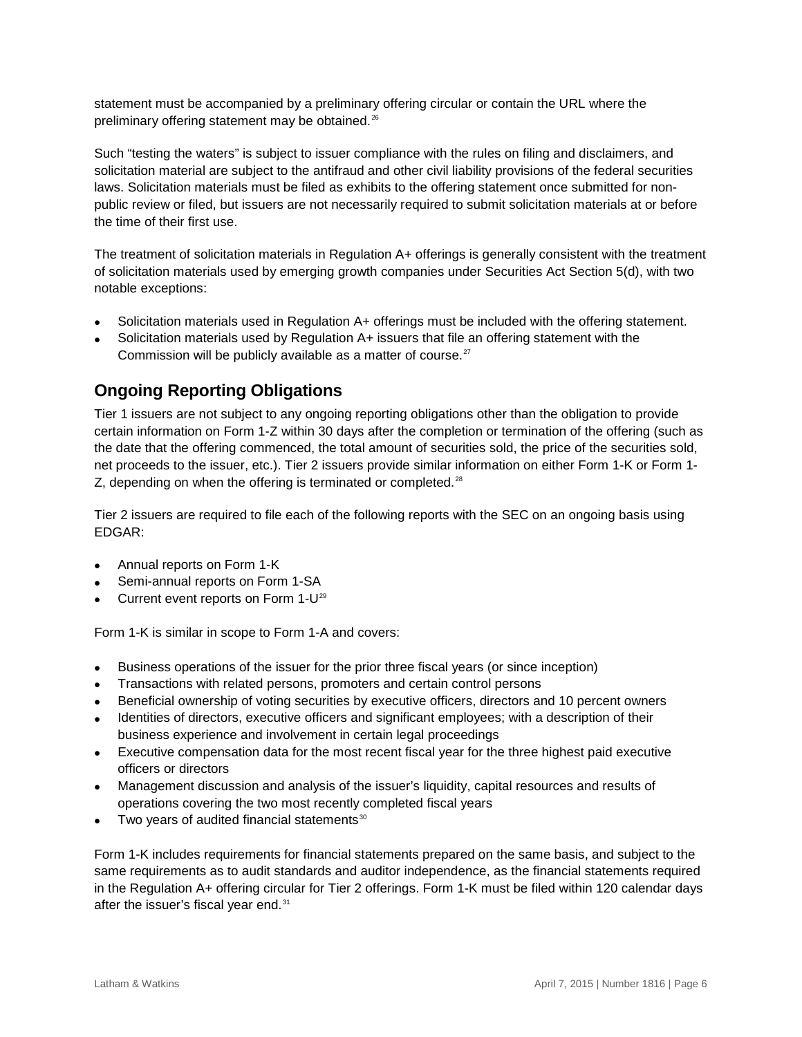statement must be accompanied by a preliminary offering circular or contain the URL where the preliminary offering statement may be obtained.[26]

Such "testing the waters" is subject to issuer compliance with the rules on filing and disclaimers, and solicitation material are subject to the antifraud and other civil liability provisions of the federal securities laws. Solicitation materials must be filed as exhibits to the offering statement once submitted for non-public review or filed, but issuers are not necessarily required to submit solicitation materials at or before the time of their first use.

The treatment of solicitation materials in Regulation A+ offerings is generally consistent with the treatment of solicitation materials used by emerging growth companies under Securities Act Section 5(d), with two notable exceptions:

- Solicitation materials used in Regulation A+ offerings must be included with the offering statement.
- Solicitation materials used by Regulation A+ issuers that file an offering statement with the Commission will be publicly available as a matter of course.[27]

## Ongoing Reporting Obligations

Tier 1 issuers are not subject to any ongoing reporting obligations other than the obligation to provide certain information on Form 1-Z within 30 days after the completion or termination of the offering (such as the date that the offering commenced, the total amount of securities sold, the price of the securities sold, net proceeds to the issuer, etc.). Tier 2 issuers provide similar information on either Form 1-K or Form 1-Z, depending on when the offering is terminated or completed.[28]

Tier 2 issuers are required to file each of the following reports with the SEC on an ongoing basis using EDGAR:

- Annual reports on Form 1-K
- Semi-annual reports on Form 1-SA
- Current event reports on Form 1-U[29]

Form 1-K is similar in scope to Form 1-A and covers:

- Business operations of the issuer for the prior three fiscal years (or since inception)
- Transactions with related persons, promoters and certain control persons
- Beneficial ownership of voting securities by executive officers, directors and 10 percent owners
- Identities of directors, executive officers and significant employees; with a description of their business experience and involvement in certain legal proceedings
- Executive compensation data for the most recent fiscal year for the three highest paid executive officers or directors
- Management discussion and analysis of the issuer's liquidity, capital resources and results of operations covering the two most recently completed fiscal years
- Two years of audited financial statements[30]

Form 1-K includes requirements for financial statements prepared on the same basis, and subject to the same requirements as to audit standards and auditor independence, as the financial statements required in the Regulation A+ offering circular for Tier 2 offerings. Form 1-K must be filed within 120 calendar days after the issuer's fiscal year end.[31]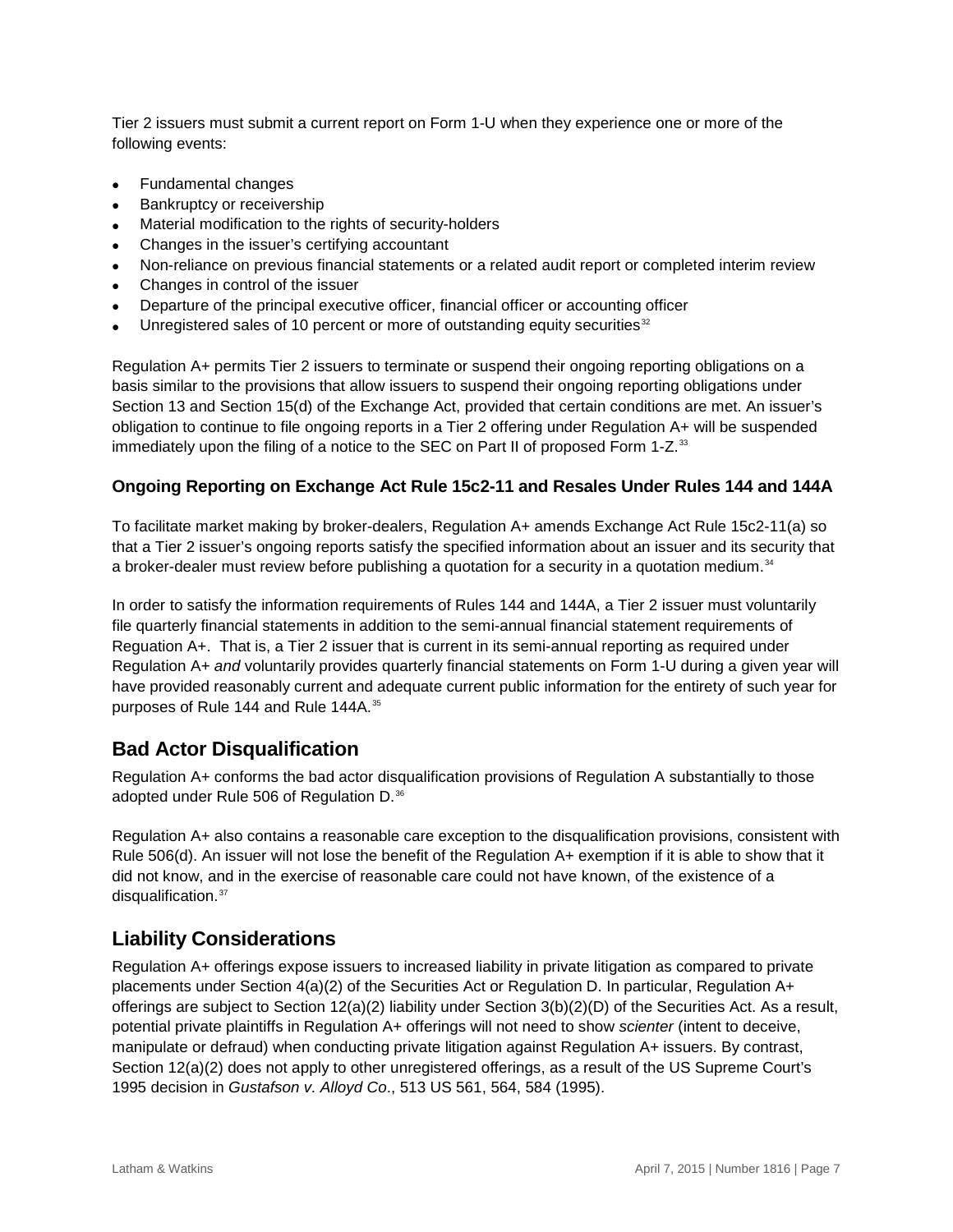Tier 2 issuers must submit a current report on Form 1-U when they experience one or more of the following events:

- Fundamental changes
- Bankruptcy or receivership
- Material modification to the rights of security-holders
- Changes in the issuer's certifying accountant
- Non-reliance on previous financial statements or a related audit report or completed interim review
- Changes in control of the issuer
- Departure of the principal executive officer, financial officer or accounting officer
- Unregistered sales of 10 percent or more of outstanding equity securities[32]

Regulation A+ permits Tier 2 issuers to terminate or suspend their ongoing reporting obligations on a basis similar to the provisions that allow issuers to suspend their ongoing reporting obligations under Section 13 and Section 15(d) of the Exchange Act, provided that certain conditions are met. An issuer's obligation to continue to file ongoing reports in a Tier 2 offering under Regulation A+ will be suspended immediately upon the filing of a notice to the SEC on Part II of proposed Form 1-Z.[33]

### Ongoing Reporting on Exchange Act Rule 15c2-11 and Resales Under Rules 144 and 144A

To facilitate market making by broker-dealers, Regulation A+ amends Exchange Act Rule 15c2-11(a) so that a Tier 2 issuer's ongoing reports satisfy the specified information about an issuer and its security that a broker-dealer must review before publishing a quotation for a security in a quotation medium.[34]

In order to satisfy the information requirements of Rules 144 and 144A, a Tier 2 issuer must voluntarily file quarterly financial statements in addition to the semi-annual financial statement requirements of Reguation A+. That is, a Tier 2 issuer that is current in its semi-annual reporting as required under Regulation A+ *and* voluntarily provides quarterly financial statements on Form 1-U during a given year will have provided reasonably current and adequate current public information for the entirety of such year for purposes of Rule 144 and Rule 144A.[35]

## Bad Actor Disqualification

Regulation A+ conforms the bad actor disqualification provisions of Regulation A substantially to those adopted under Rule 506 of Regulation D.[36]

Regulation A+ also contains a reasonable care exception to the disqualification provisions, consistent with Rule 506(d). An issuer will not lose the benefit of the Regulation A+ exemption if it is able to show that it did not know, and in the exercise of reasonable care could not have known, of the existence of a disqualification.[37]

## Liability Considerations

Regulation A+ offerings expose issuers to increased liability in private litigation as compared to private placements under Section 4(a)(2) of the Securities Act or Regulation D. In particular, Regulation A+ offerings are subject to Section 12(a)(2) liability under Section 3(b)(2)(D) of the Securities Act. As a result, potential private plaintiffs in Regulation A+ offerings will not need to show *scienter* (intent to deceive, manipulate or defraud) when conducting private litigation against Regulation A+ issuers. By contrast, Section 12(a)(2) does not apply to other unregistered offerings, as a result of the US Supreme Court's 1995 decision in *Gustafson v. Alloyd Co*., 513 US 561, 564, 584 (1995).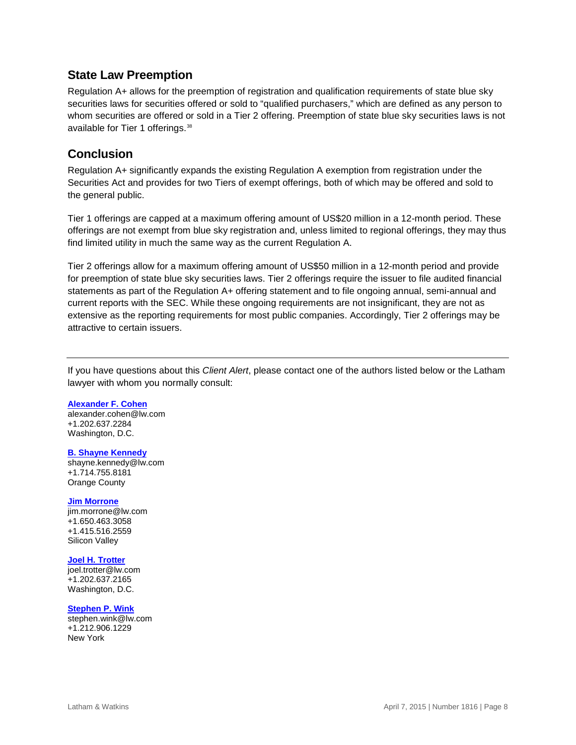## State Law Preemption

Regulation A+ allows for the preemption of registration and qualification requirements of state blue sky securities laws for securities offered or sold to “qualified purchasers,” which are defined as any person to whom securities are offered or sold in a Tier 2 offering. Preemption of state blue sky securities laws is not available for Tier 1 offerings.[38]

## Conclusion

Regulation A+ significantly expands the existing Regulation A exemption from registration under the Securities Act and provides for two Tiers of exempt offerings, both of which may be offered and sold to the general public.

Tier 1 offerings are capped at a maximum offering amount of US$20 million in a 12-month period. These offerings are not exempt from blue sky registration and, unless limited to regional offerings, they may thus find limited utility in much the same way as the current Regulation A.

Tier 2 offerings allow for a maximum offering amount of US$50 million in a 12-month period and provide for preemption of state blue sky securities laws. Tier 2 offerings require the issuer to file audited financial statements as part of the Regulation A+ offering statement and to file ongoing annual, semi-annual and current reports with the SEC. While these ongoing requirements are not insignificant, they are not as extensive as the reporting requirements for most public companies. Accordingly, Tier 2 offerings may be attractive to certain issuers.

---

If you have questions about this *Client Alert*, please contact one of the authors listed below or the Latham lawyer with whom you normally consult:

**Alexander F. Cohen**
alexander.cohen@lw.com
+1.202.637.2284
Washington, D.C.

**B. Shayne Kennedy**
shayne.kennedy@lw.com
+1.714.755.8181
Orange County

**Jim Morrone**
jim.morrone@lw.com
+1.650.463.3058
+1.415.516.2559
Silicon Valley

**Joel H. Trotter**
joel.trotter@lw.com
+1.202.637.2165
Washington, D.C.

**Stephen P. Wink**
stephen.wink@lw.com
+1.212.906.1229
New York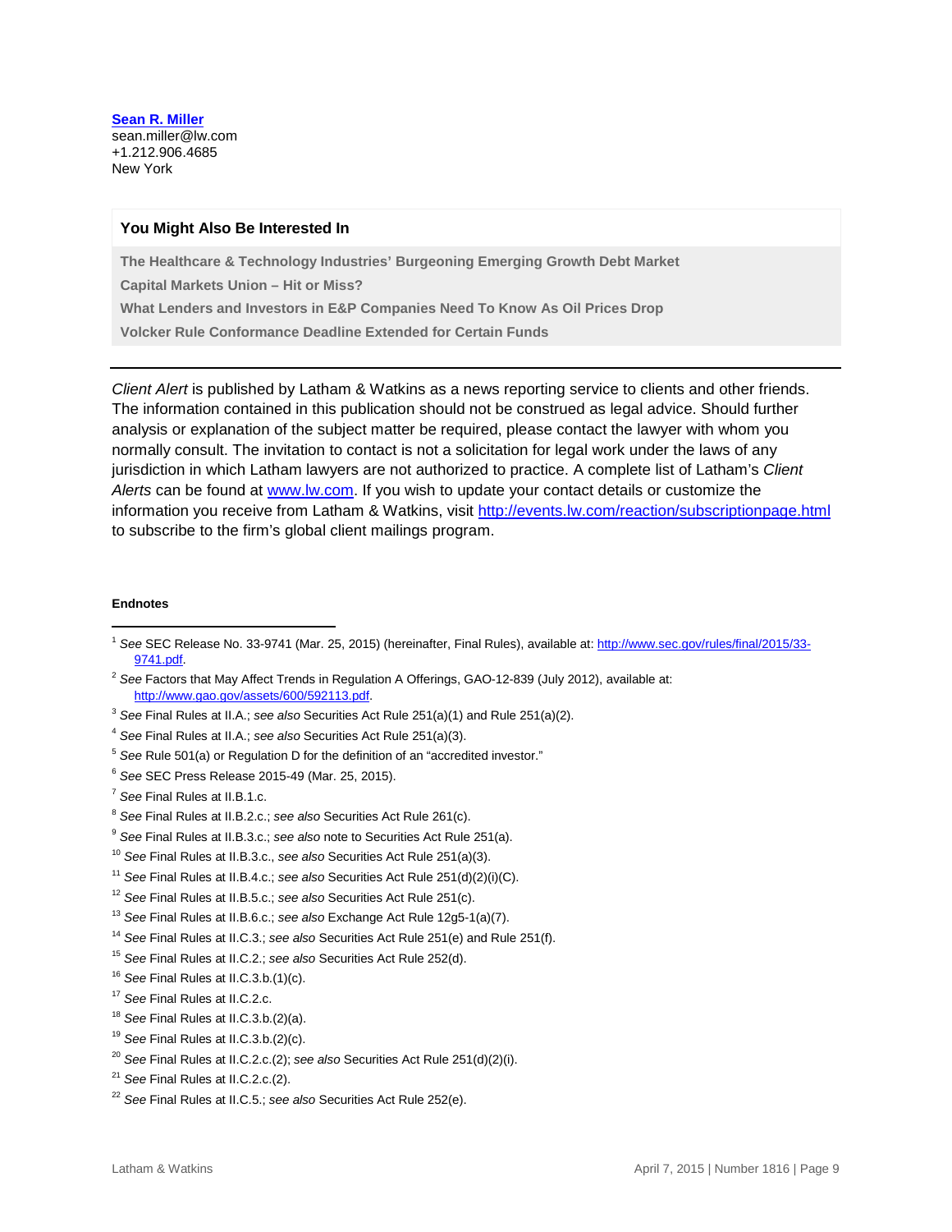**[Sean R. Miller](#)**
sean.miller@lw.com
+1.212.906.4685
New York

### You Might Also Be Interested In

**The Healthcare & Technology Industries' Burgeoning Emerging Growth Debt Market**

**Capital Markets Union – Hit or Miss?**

**What Lenders and Investors in E&P Companies Need To Know As Oil Prices Drop**

**Volcker Rule Conformance Deadline Extended for Certain Funds**

---

*Client Alert* is published by Latham & Watkins as a news reporting service to clients and other friends. The information contained in this publication should not be construed as legal advice. Should further analysis or explanation of the subject matter be required, please contact the lawyer with whom you normally consult. The invitation to contact is not a solicitation for legal work under the laws of any jurisdiction in which Latham lawyers are not authorized to practice. A complete list of Latham's *Client Alerts* can be found at [www.lw.com](http://www.lw.com). If you wish to update your contact details or customize the information you receive from Latham & Watkins, visit [http://events.lw.com/reaction/subscriptionpage.html](http://events.lw.com/reaction/subscriptionpage.html) to subscribe to the firm's global client mailings program.

#### Endnotes

[1] *See* SEC Release No. 33-9741 (Mar. 25, 2015) (hereinafter, Final Rules), available at: [http://www.sec.gov/rules/final/2015/33-9741.pdf](http://www.sec.gov/rules/final/2015/33-9741.pdf).

[2] *See* Factors that May Affect Trends in Regulation A Offerings, GAO-12-839 (July 2012), available at: [http://www.gao.gov/assets/600/592113.pdf](http://www.gao.gov/assets/600/592113.pdf).

[3] *See* Final Rules at II.A.; *see also* Securities Act Rule 251(a)(1) and Rule 251(a)(2).

[4] *See* Final Rules at II.A.; *see also* Securities Act Rule 251(a)(3).

[5] *See* Rule 501(a) or Regulation D for the definition of an "accredited investor."

[6] *See* SEC Press Release 2015-49 (Mar. 25, 2015).

[7] *See* Final Rules at II.B.1.c.

[8] *See* Final Rules at II.B.2.c.; *see also* Securities Act Rule 261(c).

[9] *See* Final Rules at II.B.3.c.; *see also* note to Securities Act Rule 251(a).

[10] *See* Final Rules at II.B.3.c., *see also* Securities Act Rule 251(a)(3).

[11] *See* Final Rules at II.B.4.c.; *see also* Securities Act Rule 251(d)(2)(i)(C).

[12] *See* Final Rules at II.B.5.c.; *see also* Securities Act Rule 251(c).

[13] *See* Final Rules at II.B.6.c.; *see also* Exchange Act Rule 12g5-1(a)(7).

[14] *See* Final Rules at II.C.3.; *see also* Securities Act Rule 251(e) and Rule 251(f).

[15] *See* Final Rules at II.C.2.; *see also* Securities Act Rule 252(d).

[16] *See* Final Rules at II.C.3.b.(1)(c).

[17] *See* Final Rules at II.C.2.c.

[18] *See* Final Rules at II.C.3.b.(2)(a).

[19] *See* Final Rules at II.C.3.b.(2)(c).

[20] *See* Final Rules at II.C.2.c.(2); *see also* Securities Act Rule 251(d)(2)(i).

[21] *See* Final Rules at II.C.2.c.(2).

[22] *See* Final Rules at II.C.5.; *see also* Securities Act Rule 252(e).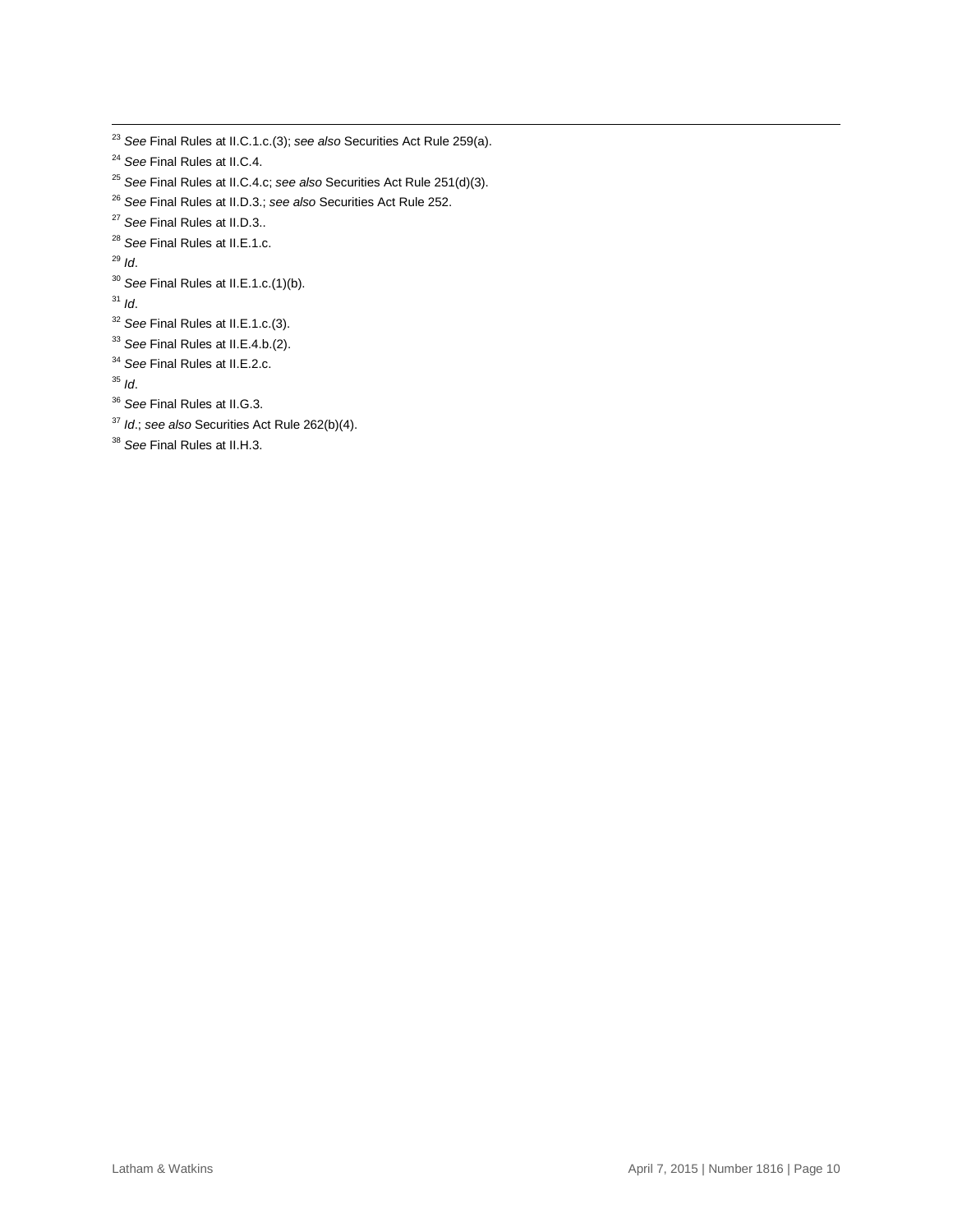[23] *See* Final Rules at II.C.1.c.(3); *see also* Securities Act Rule 259(a).

[24] *See* Final Rules at II.C.4.

[25] *See* Final Rules at II.C.4.c; *see also* Securities Act Rule 251(d)(3).

[26] *See* Final Rules at II.D.3.; *see also* Securities Act Rule 252.

[27] *See* Final Rules at II.D.3..

[28] *See* Final Rules at II.E.1.c.

[29] *Id*.

[30] *See* Final Rules at II.E.1.c.(1)(b).

[31] *Id*.

[32] *See* Final Rules at II.E.1.c.(3).

[33] *See* Final Rules at II.E.4.b.(2).

[34] *See* Final Rules at II.E.2.c.

[35] *Id*.

[36] *See* Final Rules at II.G.3.

[37] *Id*.; *see also* Securities Act Rule 262(b)(4).

[38] *See* Final Rules at II.H.3.